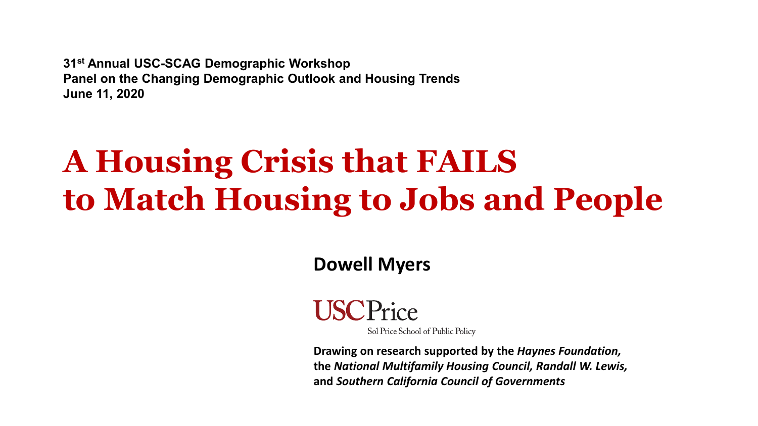**31st Annual USC-SCAG Demographic Workshop**
**Panel on the Changing Demographic Outlook and Housing Trends**
**June 11, 2020**

# A Housing Crisis that FAILS to Match Housing to Jobs and People

**Dowell Myers**

USC Price
Sol Price School of Public Policy

**Drawing on research supported by the *Haynes Foundation,* the *National Multifamily Housing Council, Randall W. Lewis,* and *Southern California Council of Governments***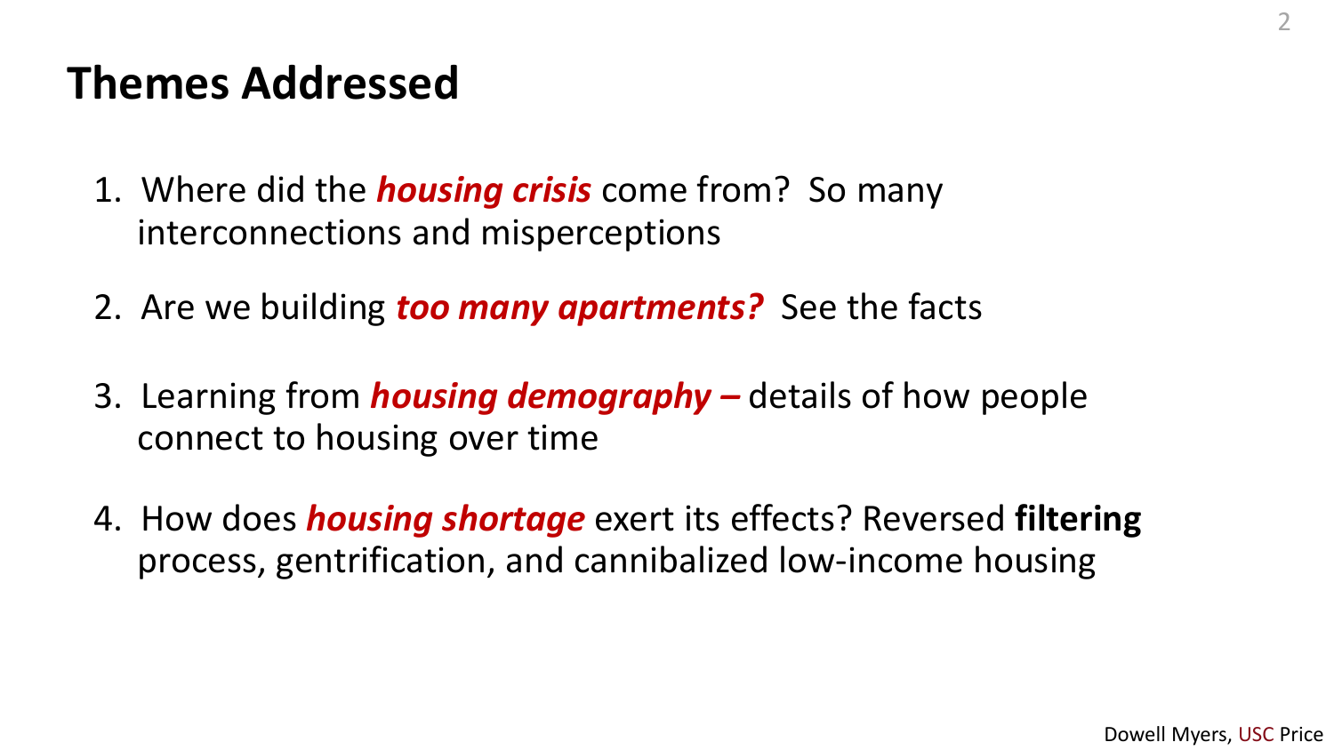# Themes Addressed

1. Where did the ***housing crisis*** come from? So many interconnections and misperceptions

2. Are we building ***too many apartments?*** See the facts

3. Learning from ***housing demography –*** details of how people connect to housing over time

4. How does ***housing shortage*** exert its effects? Reversed **filtering** process, gentrification, and cannibalized low-income housing

Dowell Myers, USC Price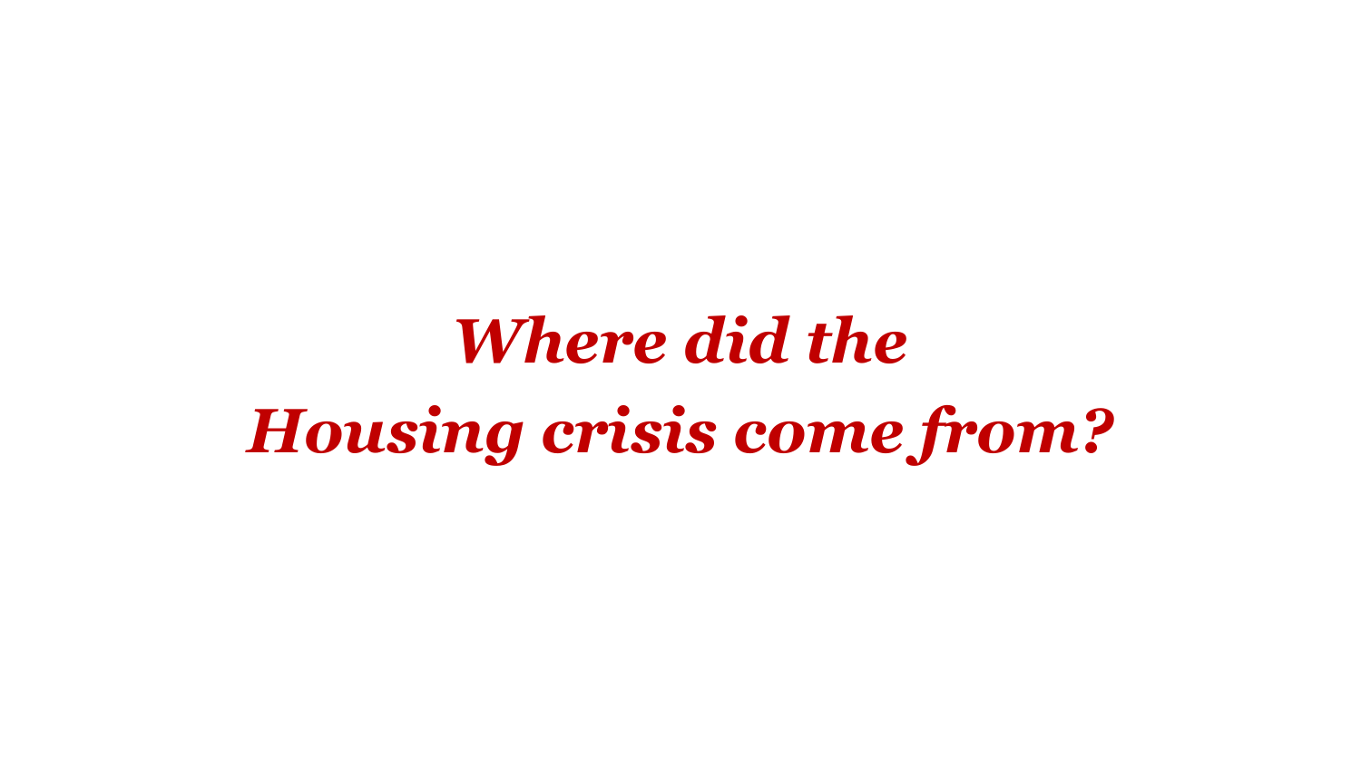# *Where did the Housing crisis come from?*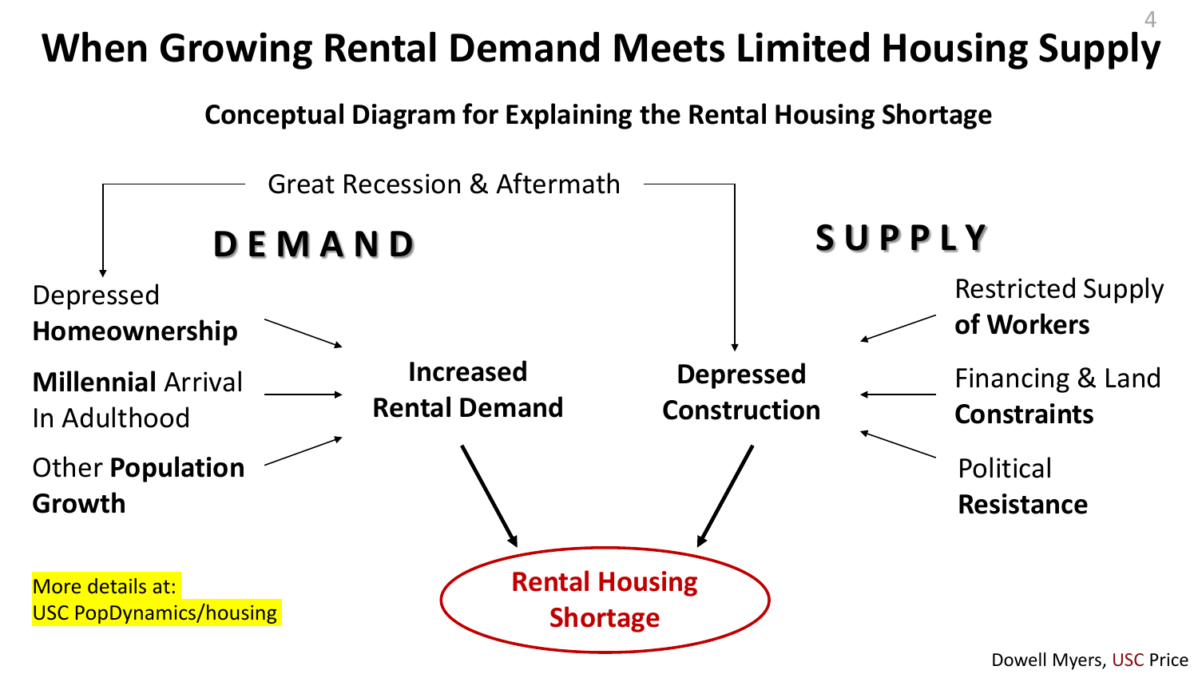# When Growing Rental Demand Meets Limited Housing Supply

## Conceptual Diagram for Explaining the Rental Housing Shortage

Great Recession & Aftermath

**DEMAND**

**SUPPLY**

Depressed **Homeownership**

**Millennial** Arrival In Adulthood

Other **Population Growth**

**Increased Rental Demand**

**Depressed Construction**

Restricted Supply **of Workers**

Financing & Land **Constraints**

Political **Resistance**

**Rental Housing Shortage**

More details at:
USC PopDynamics/housing

Dowell Myers, USC Price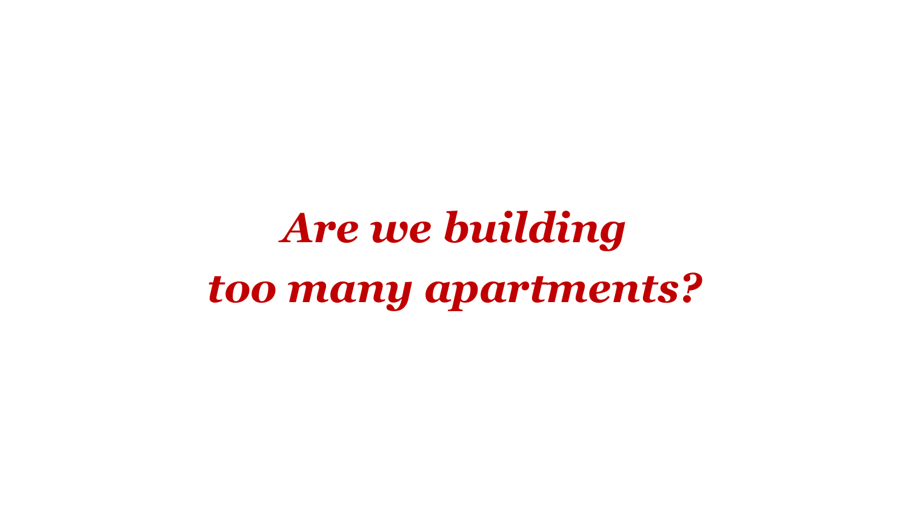# *Are we building too many apartments?*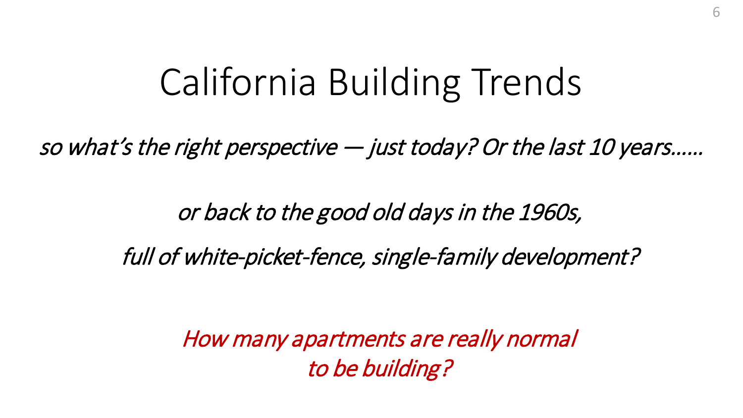# California Building Trends

*so what's the right perspective — just today? Or the last 10 years……*

*or back to the good old days in the 1960s,*

*full of white-picket-fence, single-family development?*

*How many apartments are really normal to be building?*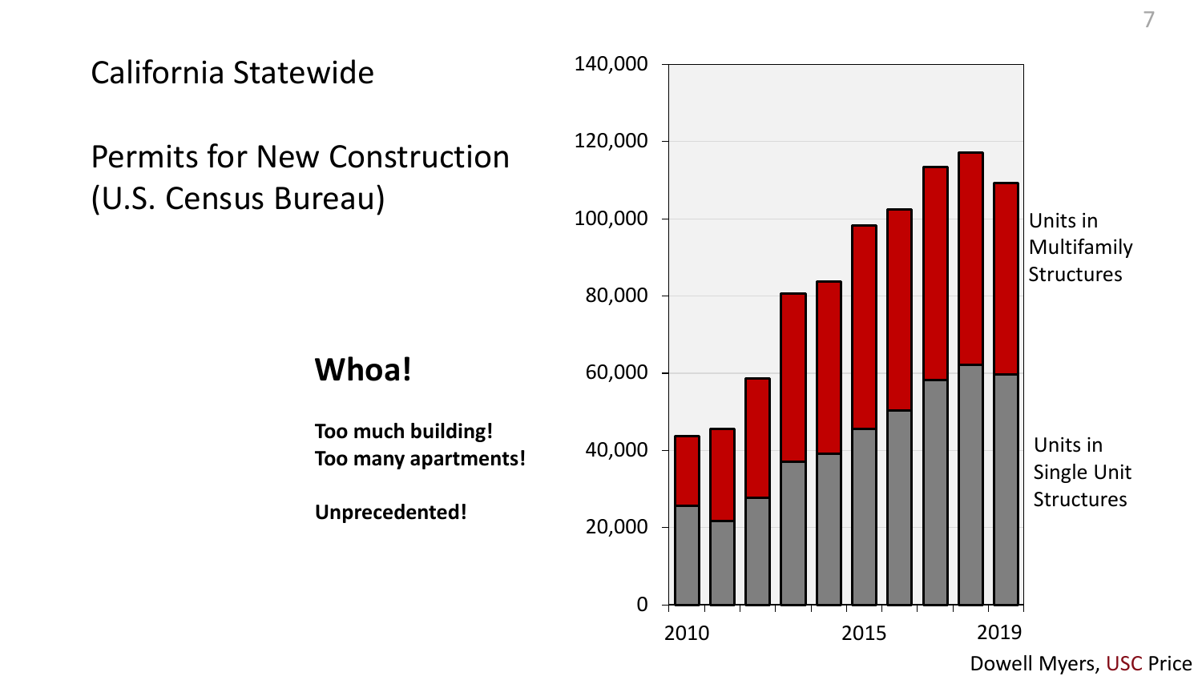# California Statewide

## Permits for New Construction (U.S. Census Bureau)

**Whoa!**

**Too much building!**
**Too many apartments!**

**Unprecedented!**

140,000
120,000
100,000
80,000
60,000
40,000
20,000
0

2010 2015 2019

Units in Multifamily Structures

Units in Single Unit Structures

Dowell Myers, USC Price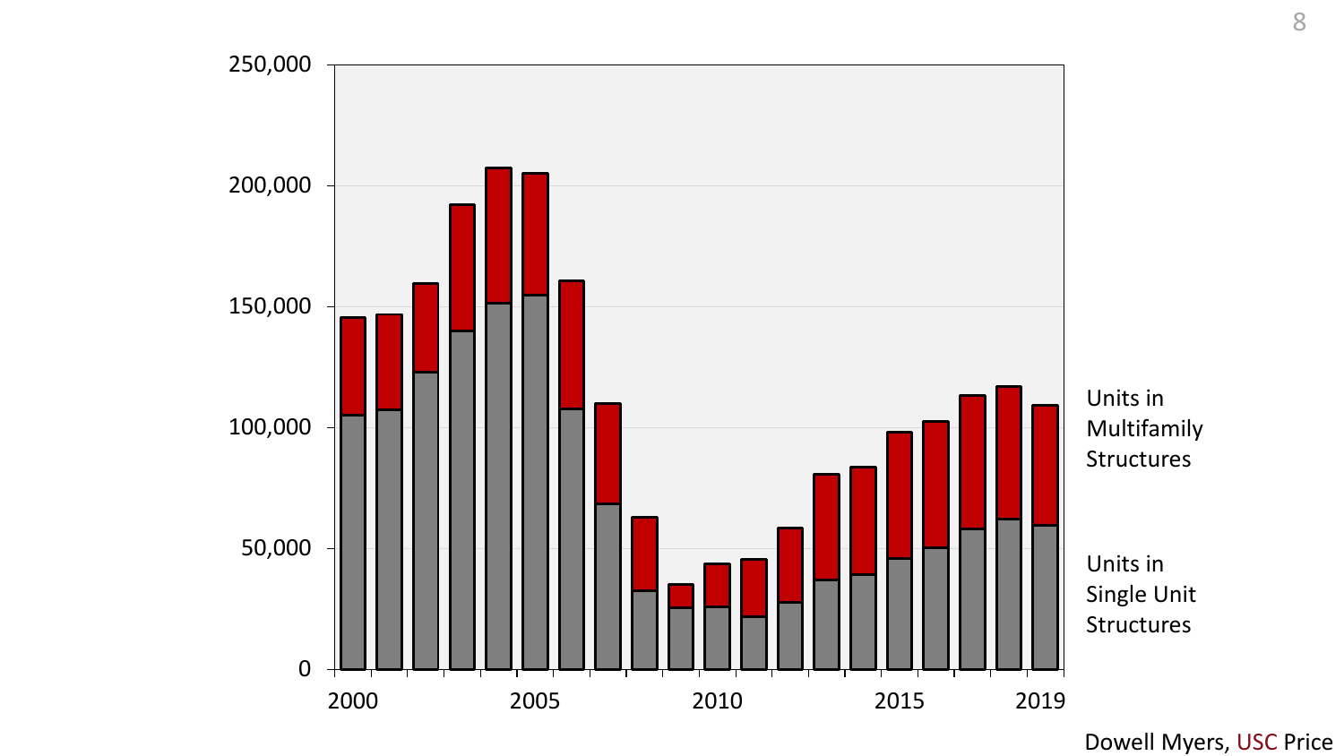| | |
|---|---|
| 250,000 | |
| 200,000 | |
| 150,000 | |
| 100,000 | Units in Multifamily Structures |
| 50,000 | Units in Single Unit Structures |
| 0 | |

2000 2005 2010 2015 2019

Dowell Myers, USC Price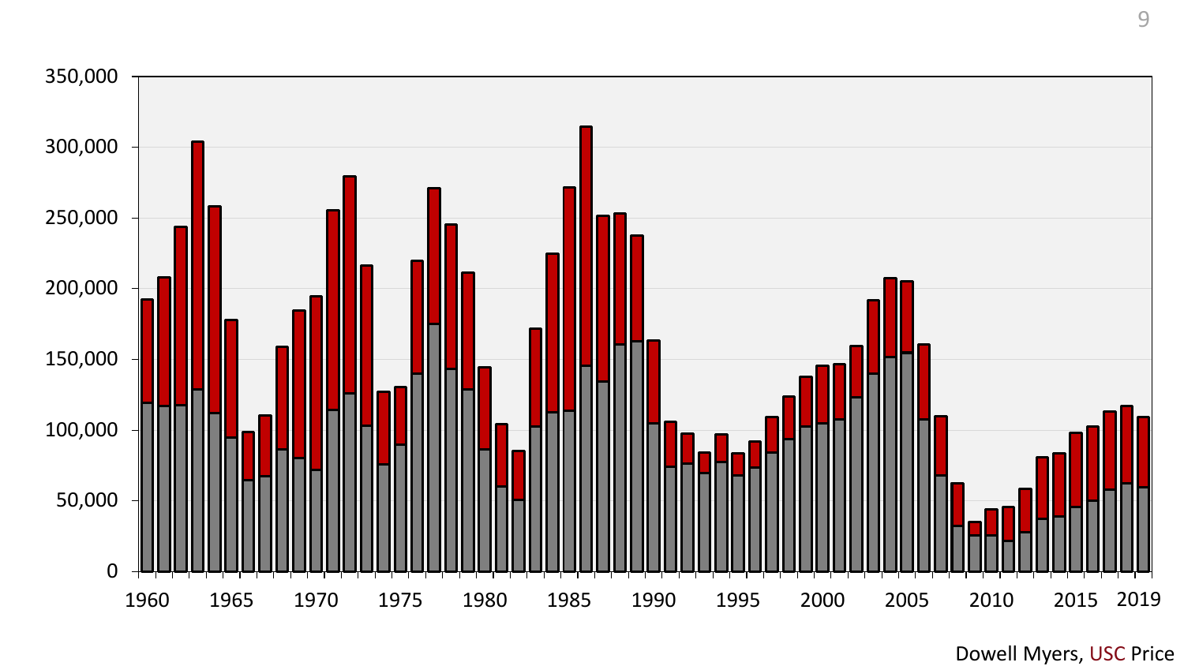Dowell Myers, USC Price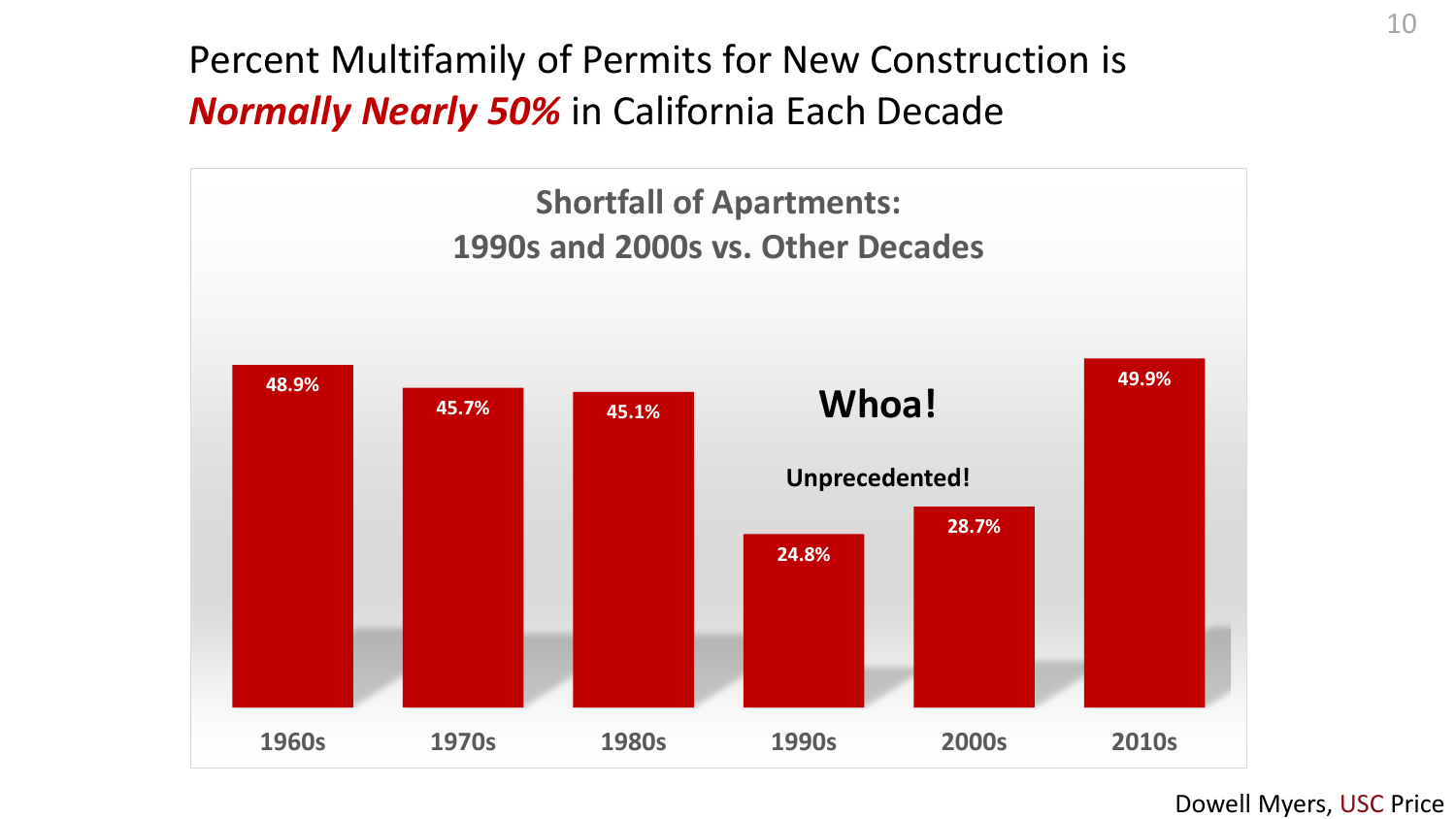# Percent Multifamily of Permits for New Construction is *Normally Nearly 50%* in California Each Decade

**Shortfall of Apartments: 1990s and 2000s vs. Other Decades**

| Decade | Percent Multifamily |
|---|---|
| 1960s | 48.9% |
| 1970s | 45.7% |
| 1980s | 45.1% |
| 1990s | 24.8% |
| 2000s | 28.7% |
| 2010s | 49.9% |

**Whoa!**

**Unprecedented!**

Dowell Myers, USC Price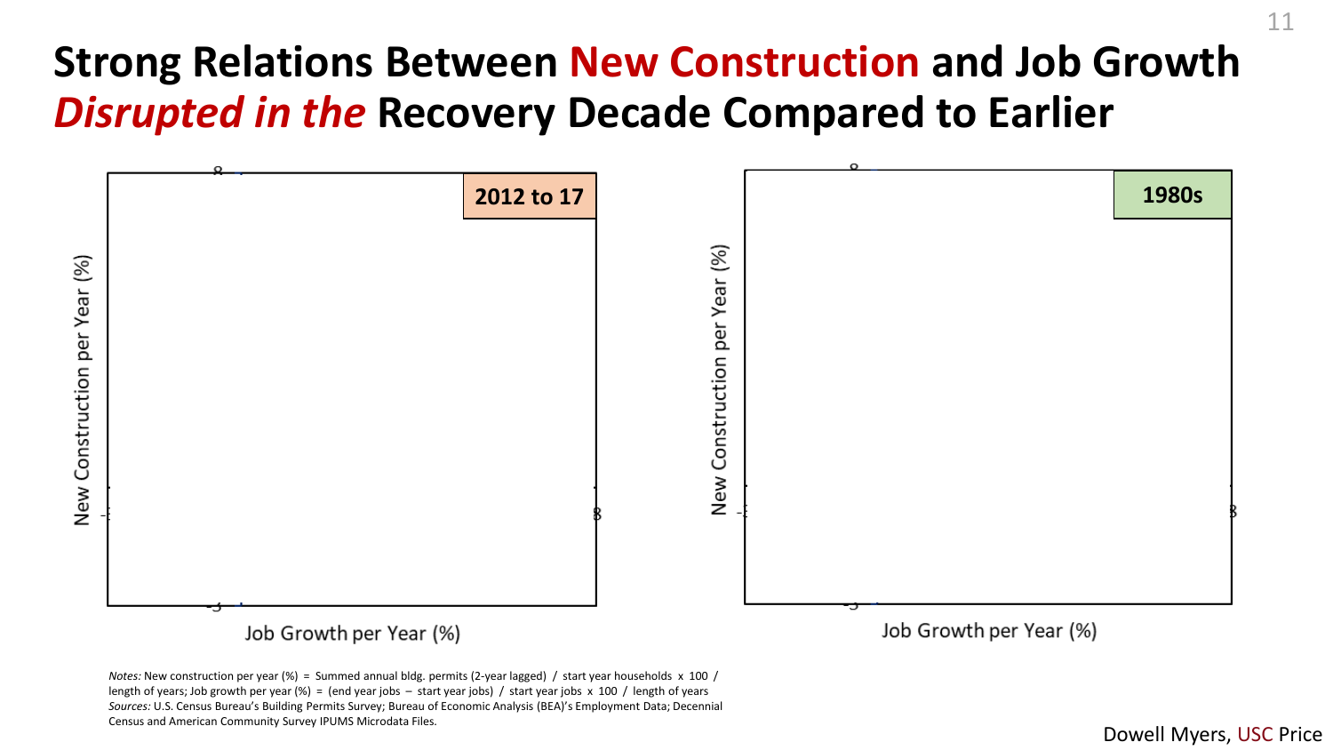# Strong Relations Between *New Construction* and Job Growth *Disrupted in the* Recovery Decade Compared to Earlier

**2012 to 17**

New Construction per Year (%)

Job Growth per Year (%)

**1980s**

New Construction per Year (%)

Job Growth per Year (%)

*Notes:* New construction per year (%) = Summed annual bldg. permits (2-year lagged) / start year households x 100 / length of years; Job growth per year (%) = (end year jobs − start year jobs) / start year jobs x 100 / length of years
*Sources:* U.S. Census Bureau's Building Permits Survey; Bureau of Economic Analysis (BEA)'s Employment Data; Decennial Census and American Community Survey IPUMS Microdata Files.

Dowell Myers, USC Price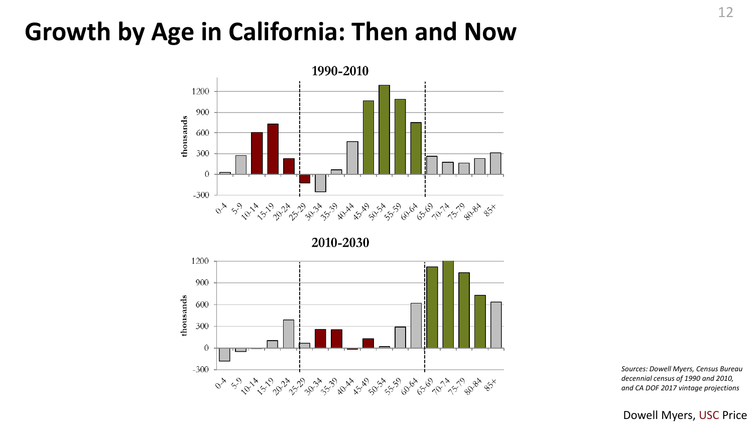# Growth by Age in California: Then and Now

**1990-2010**

**2010-2030**

*Sources: Dowell Myers, Census Bureau decennial census of 1990 and 2010, and CA DOF 2017 vintage projections*

Dowell Myers, USC Price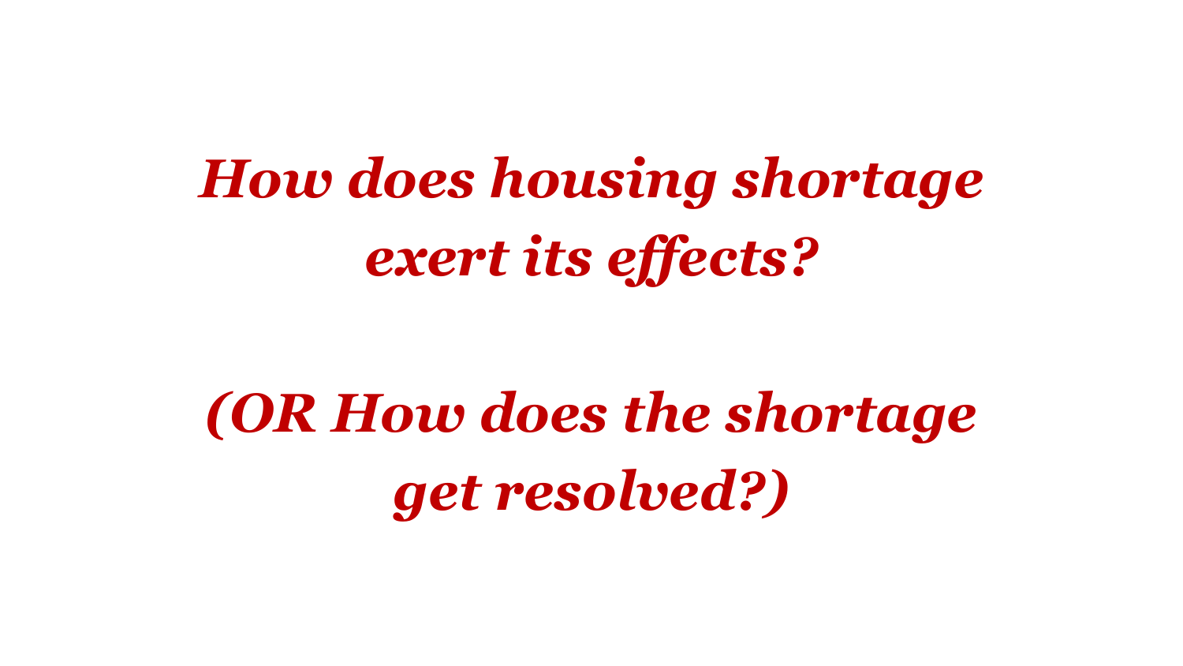# *How does housing shortage exert its effects?*

# *(OR How does the shortage get resolved?)*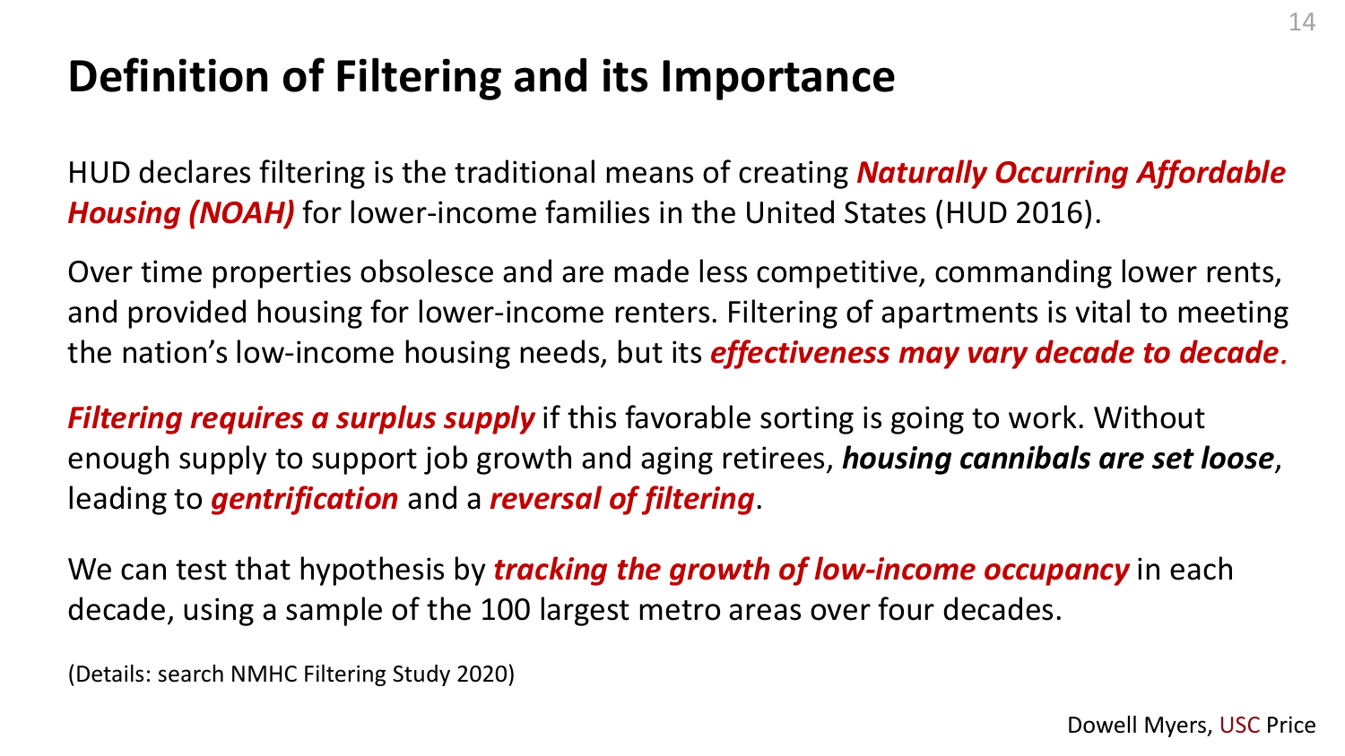# Definition of Filtering and its Importance

HUD declares filtering is the traditional means of creating ***Naturally Occurring Affordable Housing (NOAH)*** for lower-income families in the United States (HUD 2016).

Over time properties obsolesce and are made less competitive, commanding lower rents, and provided housing for lower-income renters. Filtering of apartments is vital to meeting the nation's low-income housing needs, but its ***effectiveness may vary decade to decade***.

***Filtering requires a surplus supply*** if this favorable sorting is going to work. Without enough supply to support job growth and aging retirees, ***housing cannibals are set loose***, leading to ***gentrification*** and a ***reversal of filtering***.

We can test that hypothesis by ***tracking the growth of low-income occupancy*** in each decade, using a sample of the 100 largest metro areas over four decades.

(Details: search NMHC Filtering Study 2020)

Dowell Myers, USC Price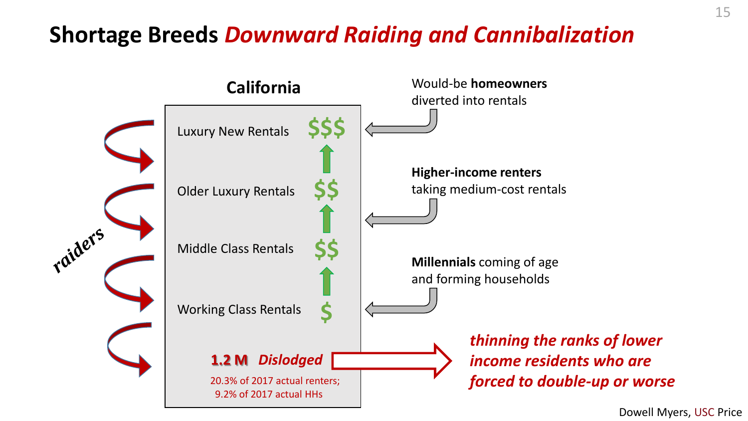# Shortage Breeds *Downward Raiding and Cannibalization*

**California**

*raiders*

- Luxury New Rentals $$$
- Older Luxury Rentals $$
- Middle Class Rentals $$
- Working Class Rentals $

Would-be **homeowners** diverted into rentals

**Higher-income renters** taking medium-cost rentals

**Millennials** coming of age and forming households

**1.2 M** *Dislodged*

20.3% of 2017 actual renters;
9.2% of 2017 actual HHs

*thinning the ranks of lower income residents who are forced to double-up or worse*

Dowell Myers, USC Price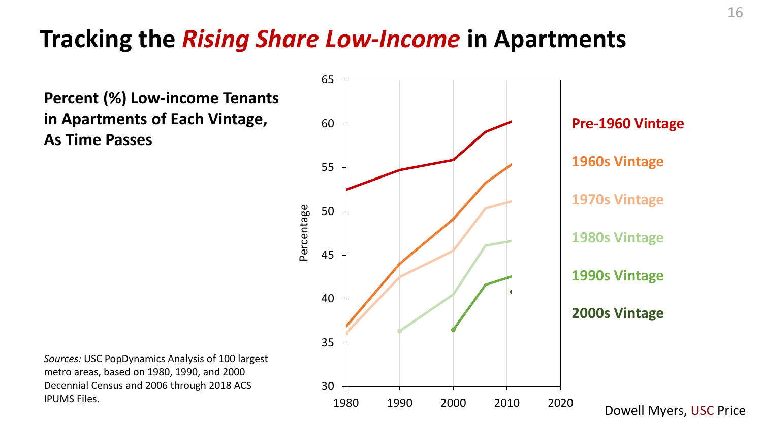# Tracking the *Rising Share Low-Income* in Apartments

**Percent (%) Low-income Tenants in Apartments of Each Vintage, As Time Passes**

Percentage

65
60
55
50
45
40
35
30

1980 1990 2000 2010 2020

**Pre-1960 Vintage**

**1960s Vintage**

**1970s Vintage**

**1980s Vintage**

**1990s Vintage**

**2000s Vintage**

*Sources:* USC PopDynamics Analysis of 100 largest metro areas, based on 1980, 1990, and 2000 Decennial Census and 2006 through 2018 ACS IPUMS Files.

Dowell Myers, USC Price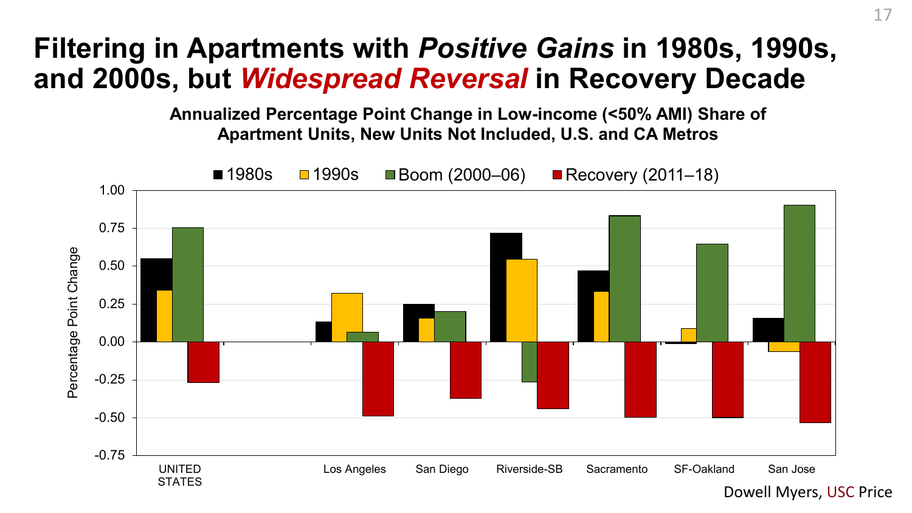# Filtering in Apartments with *Positive Gains* in 1980s, 1990s, and 2000s, but *Widespread Reversal* in Recovery Decade

**Annualized Percentage Point Change in Low-income (<50% AMI) Share of Apartment Units, New Units Not Included, U.S. and CA Metros**

■ 1980s ■ 1990s ■ Boom (2000–06) ■ Recovery (2011–18)

Percentage Point Change

1.00
0.75
0.50
0.25
0.00
-0.25
-0.50
-0.75

UNITED STATES | Los Angeles | San Diego | Riverside-SB | Sacramento | SF-Oakland | San Jose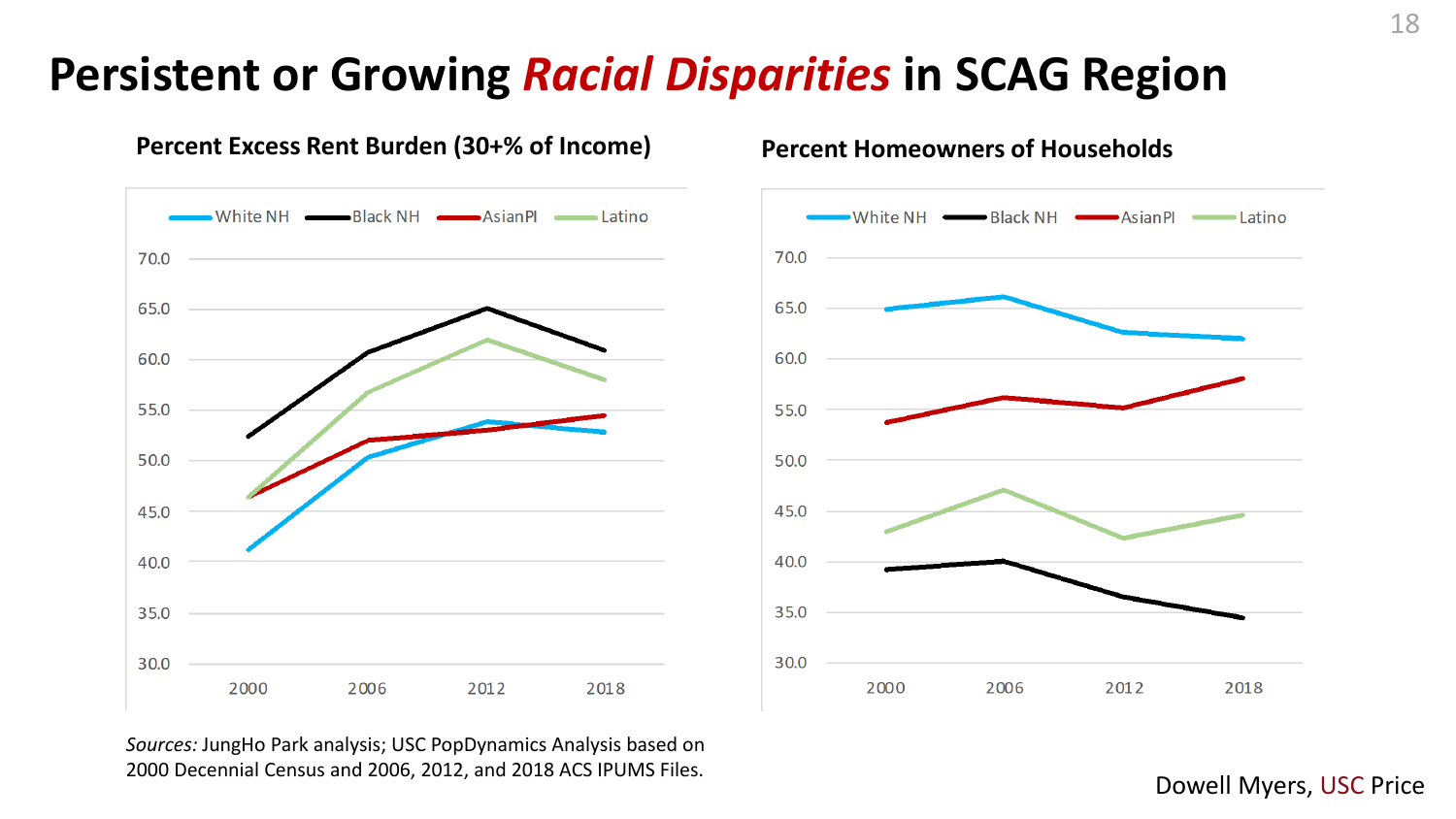# Persistent or Growing *Racial Disparities* in SCAG Region

**Percent Excess Rent Burden (30+% of Income)**

White NH, Black NH, AsianPI, Latino

**Percent Homeowners of Households**

White NH, Black NH, AsianPI, Latino

*Sources:* JungHo Park analysis; USC PopDynamics Analysis based on 2000 Decennial Census and 2006, 2012, and 2018 ACS IPUMS Files.

Dowell Myers, USC Price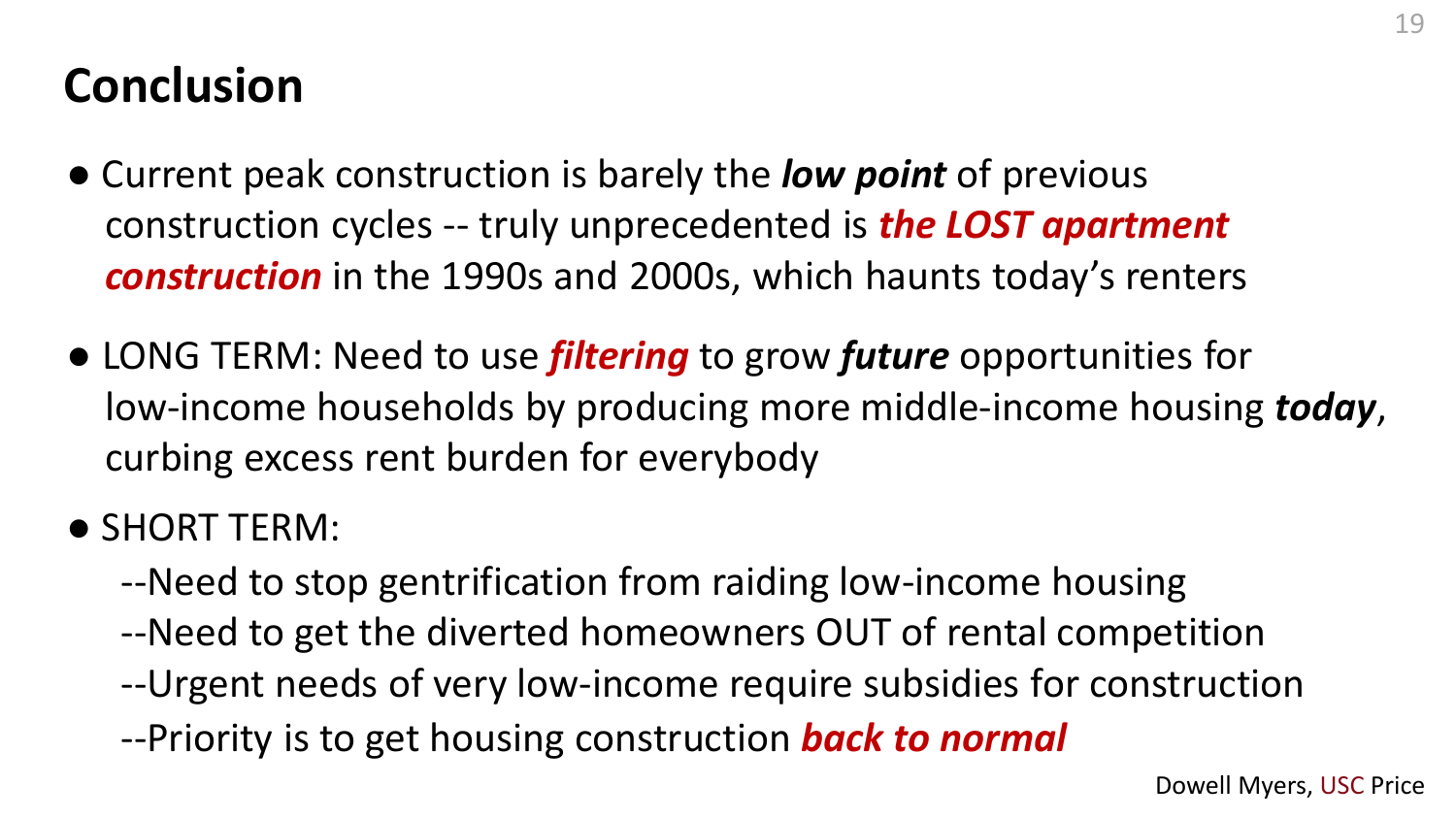# Conclusion

- Current peak construction is barely the ***low point*** of previous construction cycles -- truly unprecedented is ***the LOST apartment construction*** in the 1990s and 2000s, which haunts today's renters
- LONG TERM: Need to use ***filtering*** to grow ***future*** opportunities for low-income households by producing more middle-income housing ***today***, curbing excess rent burden for everybody
- SHORT TERM:
  - --Need to stop gentrification from raiding low-income housing
  - --Need to get the diverted homeowners OUT of rental competition
  - --Urgent needs of very low-income require subsidies for construction
  - --Priority is to get housing construction ***back to normal***

Dowell Myers, USC Price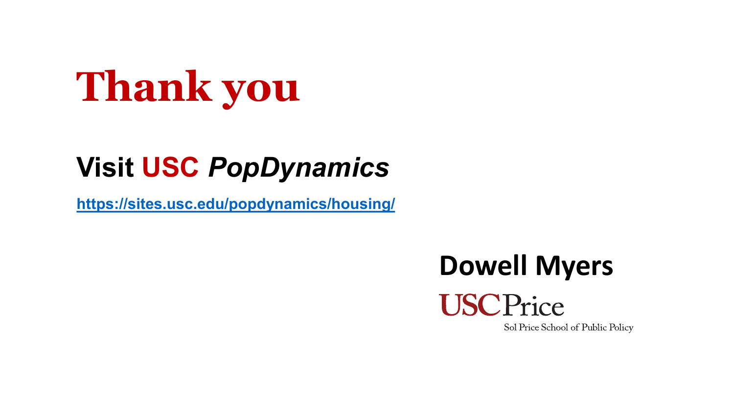# Thank you

## Visit USC *PopDynamics*

https://sites.usc.edu/popdynamics/housing/

**Dowell Myers**

USC Price

Sol Price School of Public Policy